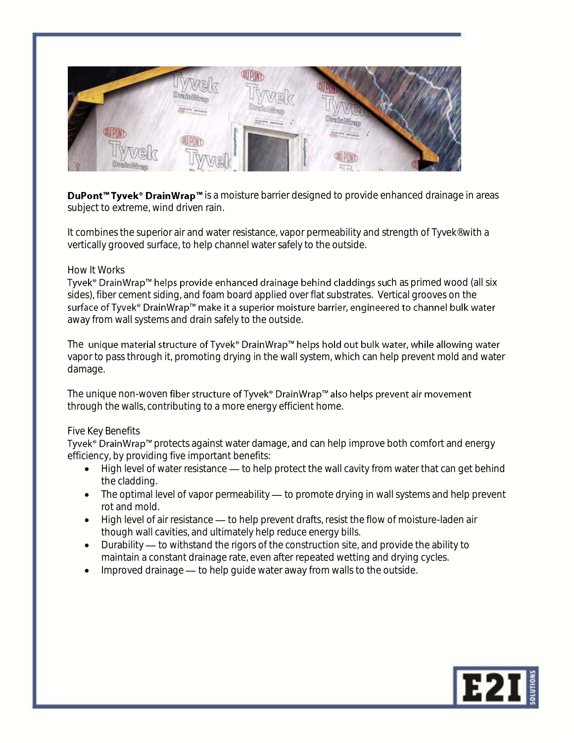**DuPont™ Tyvek® DrainWrap™** is a moisture barrier designed to provide enhanced drainage in areas subject to extreme, wind driven rain.

It combines the superior air and water resistance, vapor permeability and strength of Tyvek®with a vertically grooved surface, to help channel water safely to the outside.

## How It Works

Tyvek® DrainWrap™ helps provide enhanced drainage behind claddings such as primed wood (all six sides), fiber cement siding, and foam board applied over flat substrates. Vertical grooves on the surface of Tyvek® DrainWrap™ make it a superior moisture barrier, engineered to channel bulk water away from wall systems and drain safely to the outside.

The unique material structure of Tyvek® DrainWrap™ helps hold out bulk water, while allowing water vapor to pass through it, promoting drying in the wall system, which can help prevent mold and water damage.

The unique non-woven fiber structure of Tyvek® DrainWrap™ also helps prevent air movement through the walls, contributing to a more energy efficient home.

## Five Key Benefits

Tyvek® DrainWrap™ protects against water damage, and can help improve both comfort and energy efficiency, by providing five important benefits:

- High level of water resistance — to help protect the wall cavity from water that can get behind the cladding.
- The optimal level of vapor permeability — to promote drying in wall systems and help prevent rot and mold.
- High level of air resistance — to help prevent drafts, resist the flow of moisture-laden air though wall cavities, and ultimately help reduce energy bills.
- Durability — to withstand the rigors of the construction site, and provide the ability to maintain a constant drainage rate, even after repeated wetting and drying cycles.
- Improved drainage — to help guide water away from walls to the outside.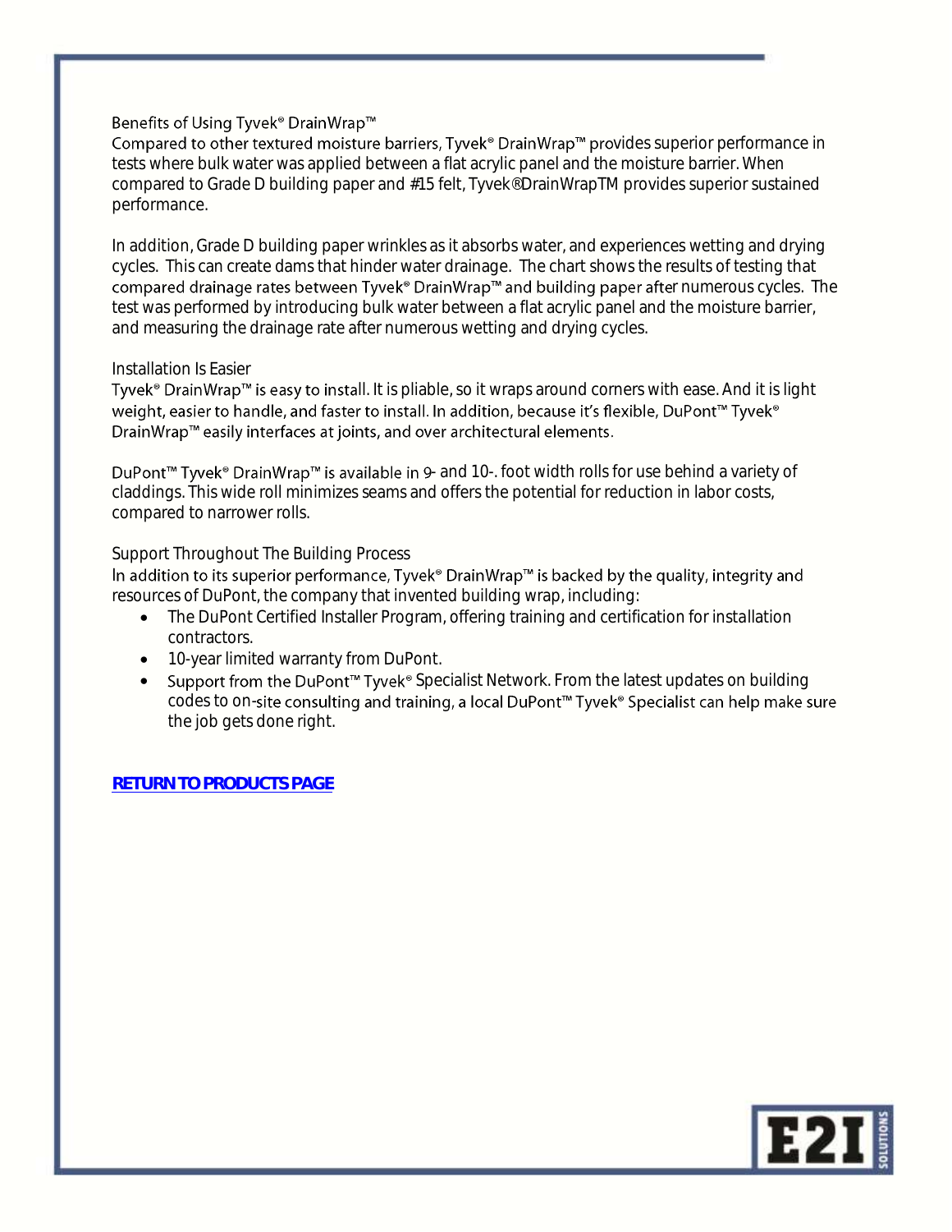## Benefits of Using Tyvek® DrainWrap™

Compared to other textured moisture barriers, Tyvek® DrainWrap™ provides superior performance in tests where bulk water was applied between a flat acrylic panel and the moisture barrier. When compared to Grade D building paper and #15 felt, Tyvek®DrainWrapTM provides superior sustained performance.

In addition, Grade D building paper wrinkles as it absorbs water, and experiences wetting and drying cycles. This can create dams that hinder water drainage. The chart shows the results of testing that compared drainage rates between Tyvek® DrainWrap™ and building paper after numerous cycles. The test was performed by introducing bulk water between a flat acrylic panel and the moisture barrier, and measuring the drainage rate after numerous wetting and drying cycles.

## Installation Is Easier

Tyvek® DrainWrap™ is easy to install. It is pliable, so it wraps around corners with ease. And it is light weight, easier to handle, and faster to install. In addition, because it's flexible, DuPont™ Tyvek® DrainWrap™ easily interfaces at joints, and over architectural elements.

DuPont™ Tyvek® DrainWrap™ is available in 9- and 10-. foot width rolls for use behind a variety of claddings. This wide roll minimizes seams and offers the potential for reduction in labor costs, compared to narrower rolls.

## Support Throughout The Building Process

In addition to its superior performance, Tyvek® DrainWrap™ is backed by the quality, integrity and resources of DuPont, the company that invented building wrap, including:

- The DuPont Certified Installer Program, offering training and certification for installation contractors.
- 10-year limited warranty from DuPont.
- Support from the DuPont™ Tyvek® Specialist Network. From the latest updates on building codes to on-site consulting and training, a local DuPont™ Tyvek® Specialist can help make sure the job gets done right.

**RETURN TO PRODUCTS PAGE**